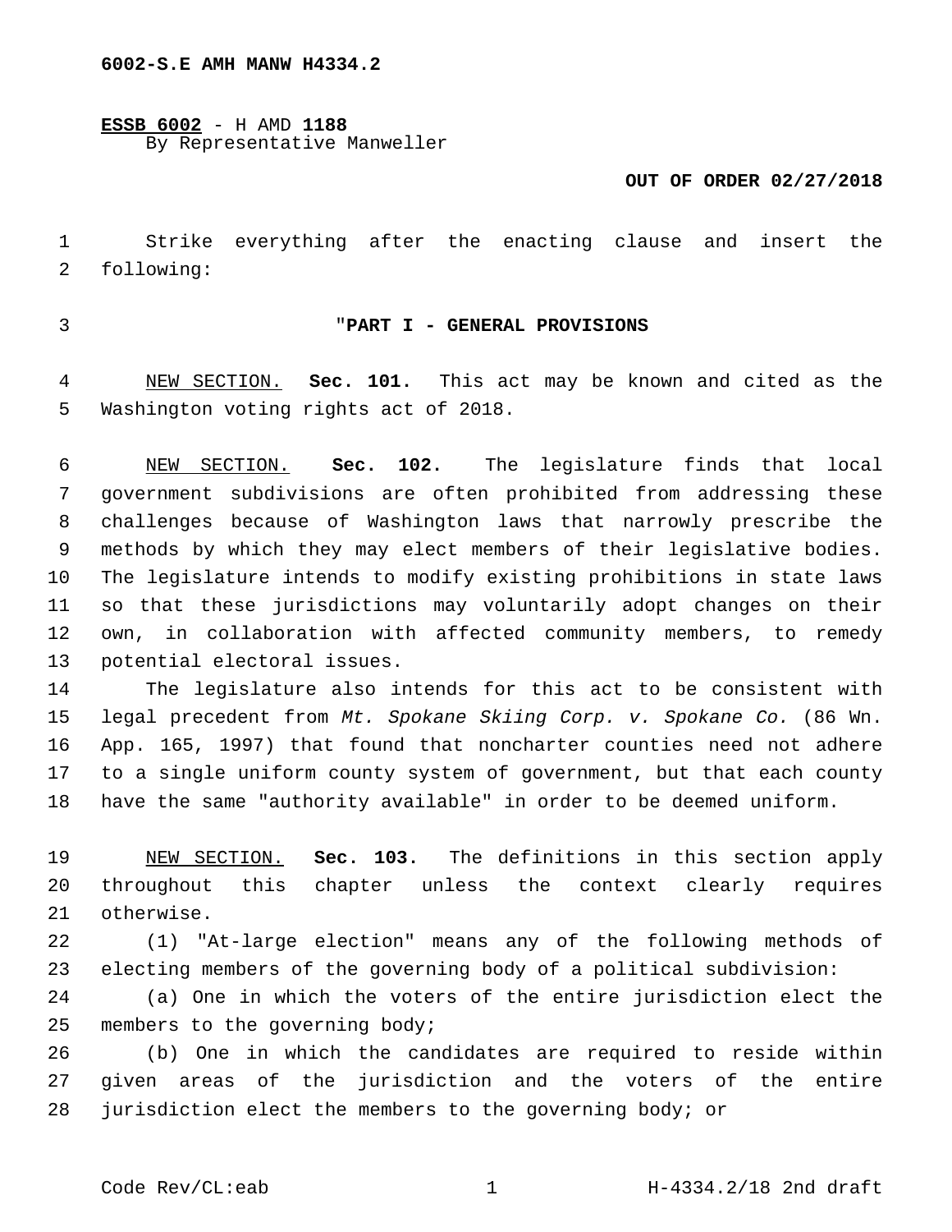6002-S.E AMH MANW H4334.2

**ESSB 6002** - H AMD **1188**
By Representative Manweller

**OUT OF ORDER 02/27/2018**

Strike everything after the enacting clause and insert the following:

"**PART I - GENERAL PROVISIONS**

NEW SECTION. **Sec. 101.** This act may be known and cited as the Washington voting rights act of 2018.

NEW SECTION. **Sec. 102.** The legislature finds that local government subdivisions are often prohibited from addressing these challenges because of Washington laws that narrowly prescribe the methods by which they may elect members of their legislative bodies. The legislature intends to modify existing prohibitions in state laws so that these jurisdictions may voluntarily adopt changes on their own, in collaboration with affected community members, to remedy potential electoral issues.

The legislature also intends for this act to be consistent with legal precedent from *Mt. Spokane Skiing Corp. v. Spokane Co.* (86 Wn. App. 165, 1997) that found that noncharter counties need not adhere to a single uniform county system of government, but that each county have the same "authority available" in order to be deemed uniform.

NEW SECTION. **Sec. 103.** The definitions in this section apply throughout this chapter unless the context clearly requires otherwise.

(1) "At-large election" means any of the following methods of electing members of the governing body of a political subdivision:

(a) One in which the voters of the entire jurisdiction elect the members to the governing body;

(b) One in which the candidates are required to reside within given areas of the jurisdiction and the voters of the entire jurisdiction elect the members to the governing body; or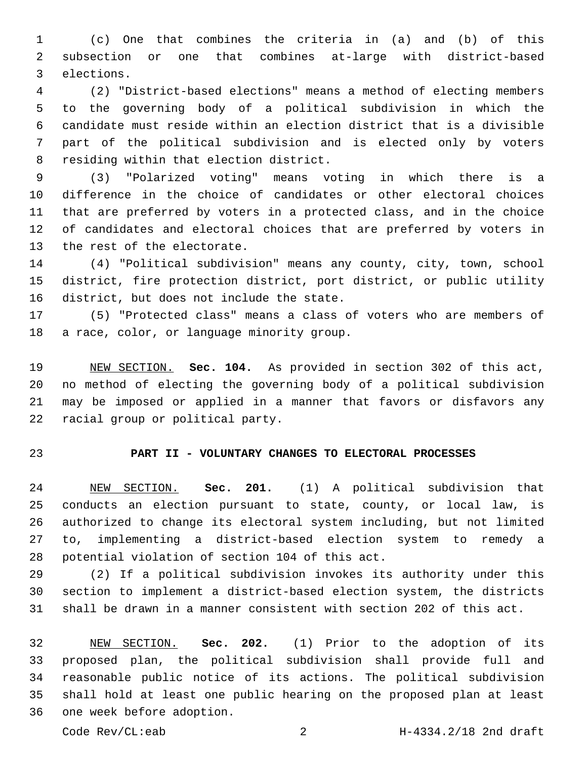(c) One that combines the criteria in (a) and (b) of this subsection or one that combines at-large with district-based elections.

(2) "District-based elections" means a method of electing members to the governing body of a political subdivision in which the candidate must reside within an election district that is a divisible part of the political subdivision and is elected only by voters residing within that election district.

(3) "Polarized voting" means voting in which there is a difference in the choice of candidates or other electoral choices that are preferred by voters in a protected class, and in the choice of candidates and electoral choices that are preferred by voters in the rest of the electorate.

(4) "Political subdivision" means any county, city, town, school district, fire protection district, port district, or public utility district, but does not include the state.

(5) "Protected class" means a class of voters who are members of a race, color, or language minority group.

NEW SECTION. **Sec. 104.** As provided in section 302 of this act, no method of electing the governing body of a political subdivision may be imposed or applied in a manner that favors or disfavors any racial group or political party.

## PART II - VOLUNTARY CHANGES TO ELECTORAL PROCESSES

NEW SECTION. **Sec. 201.** (1) A political subdivision that conducts an election pursuant to state, county, or local law, is authorized to change its electoral system including, but not limited to, implementing a district-based election system to remedy a potential violation of section 104 of this act.

(2) If a political subdivision invokes its authority under this section to implement a district-based election system, the districts shall be drawn in a manner consistent with section 202 of this act.

NEW SECTION. **Sec. 202.** (1) Prior to the adoption of its proposed plan, the political subdivision shall provide full and reasonable public notice of its actions. The political subdivision shall hold at least one public hearing on the proposed plan at least one week before adoption.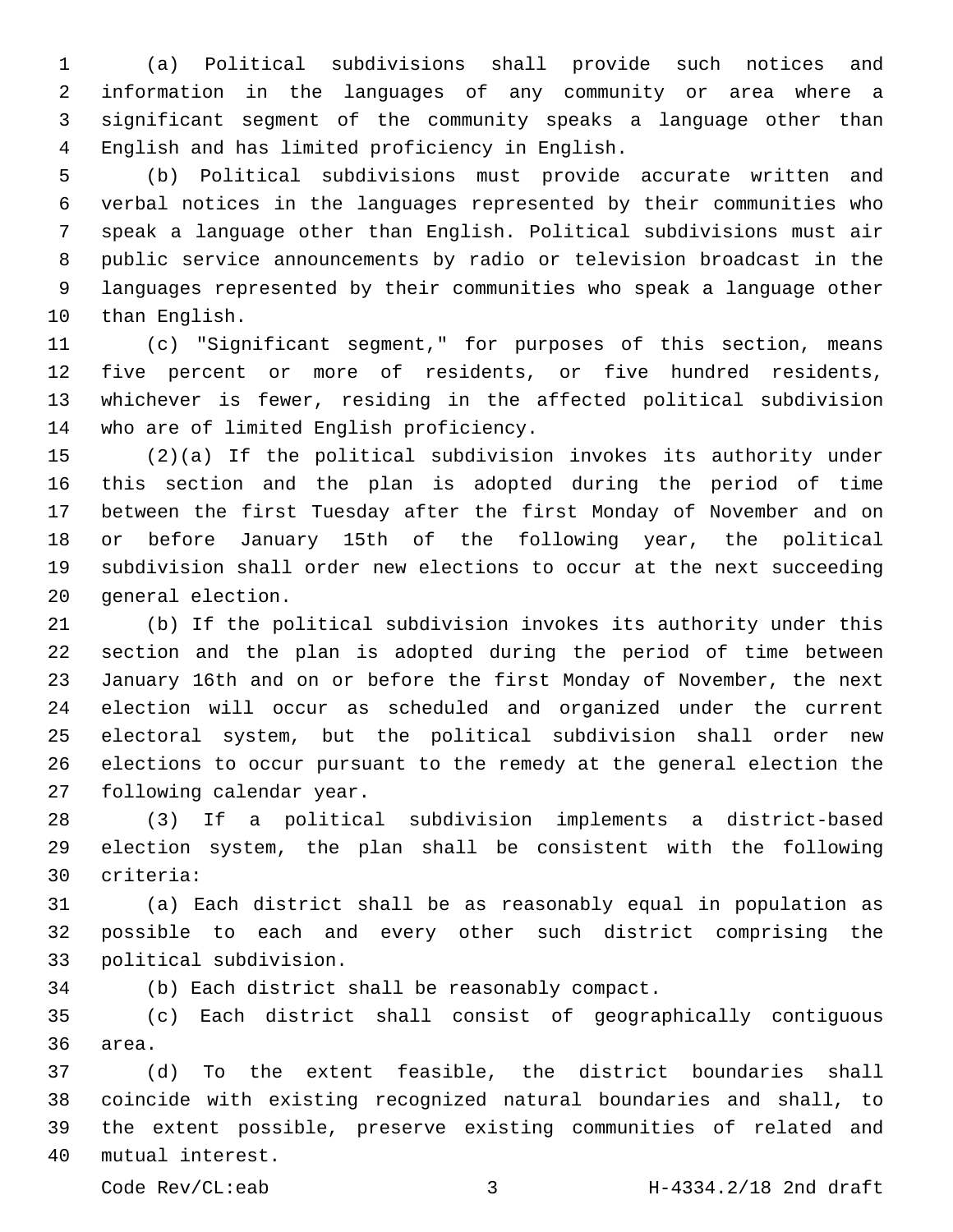(a) Political subdivisions shall provide such notices and information in the languages of any community or area where a significant segment of the community speaks a language other than English and has limited proficiency in English.

(b) Political subdivisions must provide accurate written and verbal notices in the languages represented by their communities who speak a language other than English. Political subdivisions must air public service announcements by radio or television broadcast in the languages represented by their communities who speak a language other than English.

(c) "Significant segment," for purposes of this section, means five percent or more of residents, or five hundred residents, whichever is fewer, residing in the affected political subdivision who are of limited English proficiency.

(2)(a) If the political subdivision invokes its authority under this section and the plan is adopted during the period of time between the first Tuesday after the first Monday of November and on or before January 15th of the following year, the political subdivision shall order new elections to occur at the next succeeding general election.

(b) If the political subdivision invokes its authority under this section and the plan is adopted during the period of time between January 16th and on or before the first Monday of November, the next election will occur as scheduled and organized under the current electoral system, but the political subdivision shall order new elections to occur pursuant to the remedy at the general election the following calendar year.

(3) If a political subdivision implements a district-based election system, the plan shall be consistent with the following criteria:

(a) Each district shall be as reasonably equal in population as possible to each and every other such district comprising the political subdivision.

(b) Each district shall be reasonably compact.

(c) Each district shall consist of geographically contiguous area.

(d) To the extent feasible, the district boundaries shall coincide with existing recognized natural boundaries and shall, to the extent possible, preserve existing communities of related and mutual interest.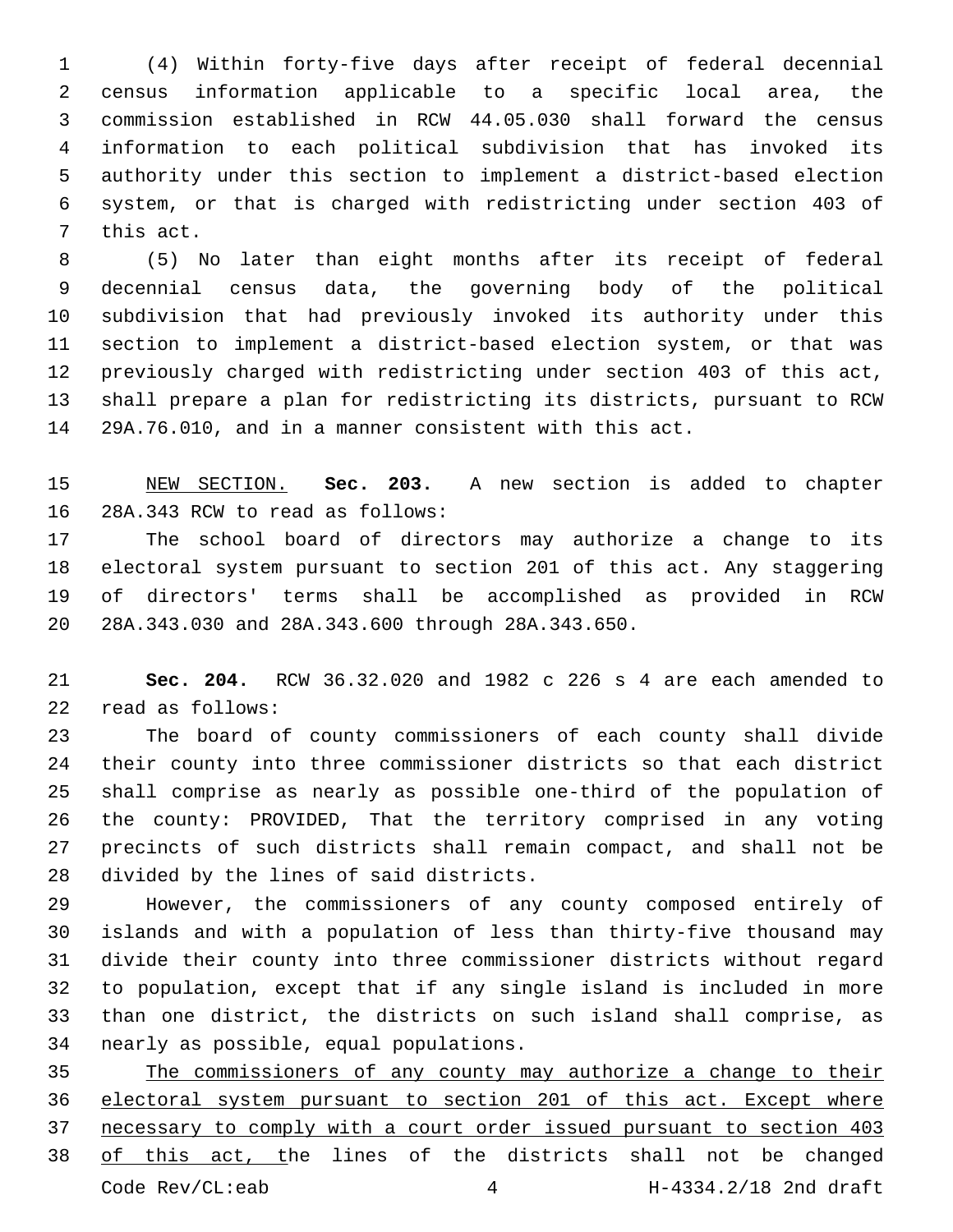(4) Within forty-five days after receipt of federal decennial census information applicable to a specific local area, the commission established in RCW 44.05.030 shall forward the census information to each political subdivision that has invoked its authority under this section to implement a district-based election system, or that is charged with redistricting under section 403 of this act.

(5) No later than eight months after its receipt of federal decennial census data, the governing body of the political subdivision that had previously invoked its authority under this section to implement a district-based election system, or that was previously charged with redistricting under section 403 of this act, shall prepare a plan for redistricting its districts, pursuant to RCW 29A.76.010, and in a manner consistent with this act.

<u>NEW SECTION.</u> **Sec. 203.** A new section is added to chapter 28A.343 RCW to read as follows:

The school board of directors may authorize a change to its electoral system pursuant to section 201 of this act. Any staggering of directors' terms shall be accomplished as provided in RCW 28A.343.030 and 28A.343.600 through 28A.343.650.

**Sec. 204.** RCW 36.32.020 and 1982 c 226 s 4 are each amended to read as follows:

The board of county commissioners of each county shall divide their county into three commissioner districts so that each district shall comprise as nearly as possible one-third of the population of the county: PROVIDED, That the territory comprised in any voting precincts of such districts shall remain compact, and shall not be divided by the lines of said districts.

However, the commissioners of any county composed entirely of islands and with a population of less than thirty-five thousand may divide their county into three commissioner districts without regard to population, except that if any single island is included in more than one district, the districts on such island shall comprise, as nearly as possible, equal populations.

<u>The commissioners of any county may authorize a change to their electoral system pursuant to section 201 of this act. Except where necessary to comply with a court order issued pursuant to section 403 of this act, t</u>he lines of the districts shall not be changed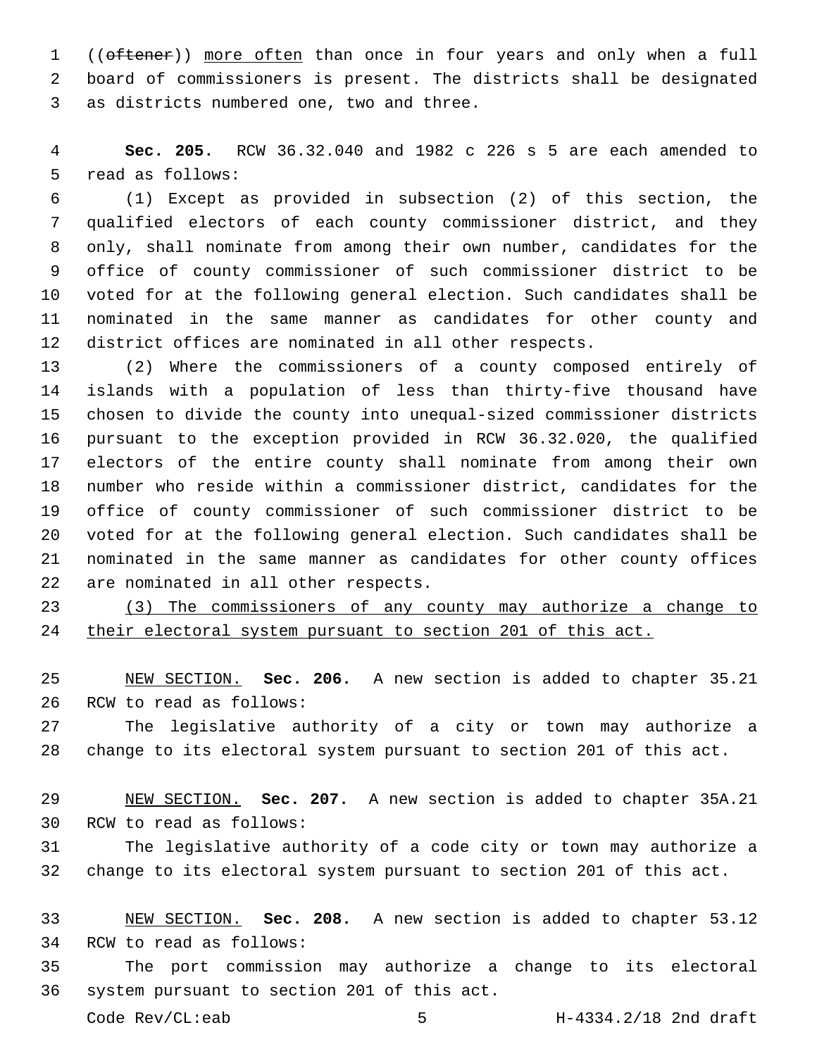((~~oftener~~)) <u>more often</u> than once in four years and only when a full board of commissioners is present. The districts shall be designated as districts numbered one, two and three.

**Sec. 205.** RCW 36.32.040 and 1982 c 226 s 5 are each amended to read as follows:

(1) Except as provided in subsection (2) of this section, the qualified electors of each county commissioner district, and they only, shall nominate from among their own number, candidates for the office of county commissioner of such commissioner district to be voted for at the following general election. Such candidates shall be nominated in the same manner as candidates for other county and district offices are nominated in all other respects.

(2) Where the commissioners of a county composed entirely of islands with a population of less than thirty-five thousand have chosen to divide the county into unequal-sized commissioner districts pursuant to the exception provided in RCW 36.32.020, the qualified electors of the entire county shall nominate from among their own number who reside within a commissioner district, candidates for the office of county commissioner of such commissioner district to be voted for at the following general election. Such candidates shall be nominated in the same manner as candidates for other county offices are nominated in all other respects.

<u>(3) The commissioners of any county may authorize a change to their electoral system pursuant to section 201 of this act.</u>

<u>NEW SECTION.</u> **Sec. 206.** A new section is added to chapter 35.21 RCW to read as follows:

The legislative authority of a city or town may authorize a change to its electoral system pursuant to section 201 of this act.

<u>NEW SECTION.</u> **Sec. 207.** A new section is added to chapter 35A.21 RCW to read as follows:

The legislative authority of a code city or town may authorize a change to its electoral system pursuant to section 201 of this act.

<u>NEW SECTION.</u> **Sec. 208.** A new section is added to chapter 53.12 RCW to read as follows:

The port commission may authorize a change to its electoral system pursuant to section 201 of this act.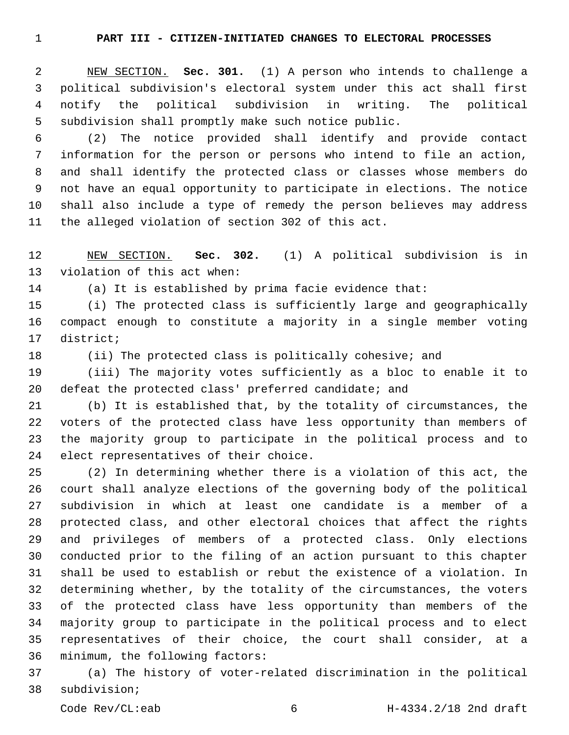**PART III - CITIZEN-INITIATED CHANGES TO ELECTORAL PROCESSES**

NEW SECTION. **Sec. 301.** (1) A person who intends to challenge a political subdivision's electoral system under this act shall first notify the political subdivision in writing. The political subdivision shall promptly make such notice public.

(2) The notice provided shall identify and provide contact information for the person or persons who intend to file an action, and shall identify the protected class or classes whose members do not have an equal opportunity to participate in elections. The notice shall also include a type of remedy the person believes may address the alleged violation of section 302 of this act.

NEW SECTION. **Sec. 302.** (1) A political subdivision is in violation of this act when:

(a) It is established by prima facie evidence that:

(i) The protected class is sufficiently large and geographically compact enough to constitute a majority in a single member voting district;

(ii) The protected class is politically cohesive; and

(iii) The majority votes sufficiently as a bloc to enable it to defeat the protected class' preferred candidate; and

(b) It is established that, by the totality of circumstances, the voters of the protected class have less opportunity than members of the majority group to participate in the political process and to elect representatives of their choice.

(2) In determining whether there is a violation of this act, the court shall analyze elections of the governing body of the political subdivision in which at least one candidate is a member of a protected class, and other electoral choices that affect the rights and privileges of members of a protected class. Only elections conducted prior to the filing of an action pursuant to this chapter shall be used to establish or rebut the existence of a violation. In determining whether, by the totality of the circumstances, the voters of the protected class have less opportunity than members of the majority group to participate in the political process and to elect representatives of their choice, the court shall consider, at a minimum, the following factors:

(a) The history of voter-related discrimination in the political subdivision;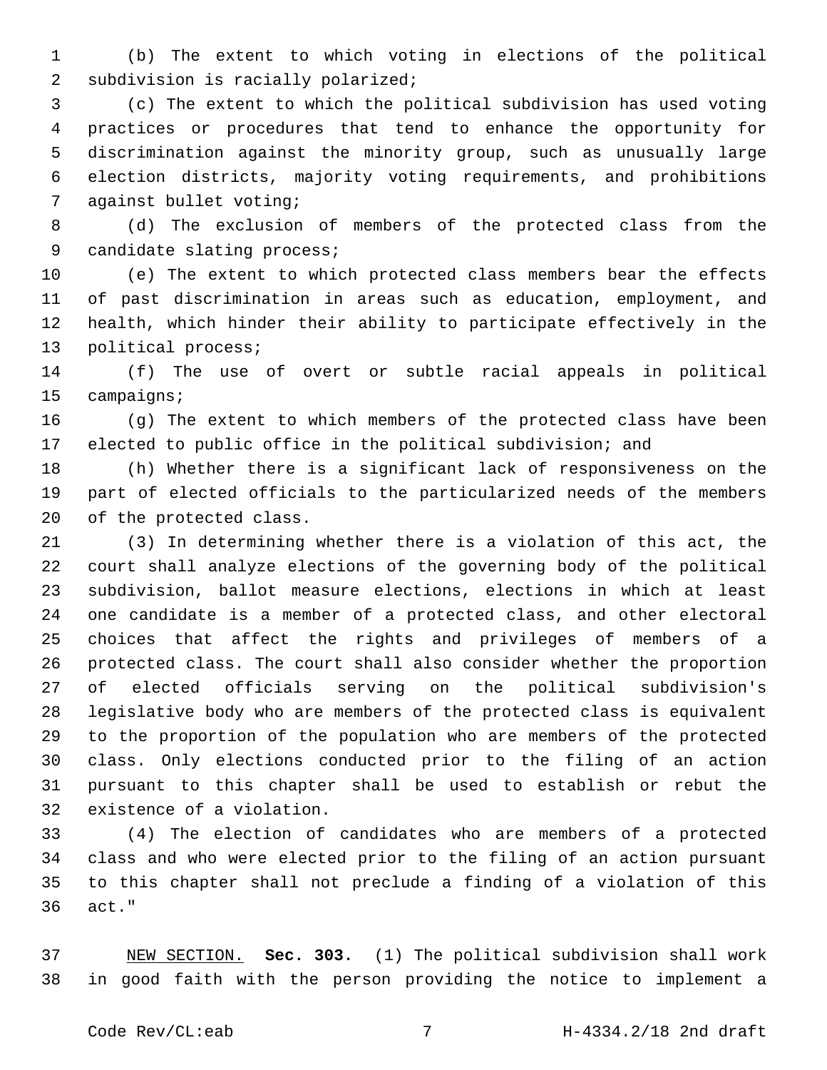(b) The extent to which voting in elections of the political subdivision is racially polarized;

(c) The extent to which the political subdivision has used voting practices or procedures that tend to enhance the opportunity for discrimination against the minority group, such as unusually large election districts, majority voting requirements, and prohibitions against bullet voting;

(d) The exclusion of members of the protected class from the candidate slating process;

(e) The extent to which protected class members bear the effects of past discrimination in areas such as education, employment, and health, which hinder their ability to participate effectively in the political process;

(f) The use of overt or subtle racial appeals in political campaigns;

(g) The extent to which members of the protected class have been elected to public office in the political subdivision; and

(h) Whether there is a significant lack of responsiveness on the part of elected officials to the particularized needs of the members of the protected class.

(3) In determining whether there is a violation of this act, the court shall analyze elections of the governing body of the political subdivision, ballot measure elections, elections in which at least one candidate is a member of a protected class, and other electoral choices that affect the rights and privileges of members of a protected class. The court shall also consider whether the proportion of elected officials serving on the political subdivision's legislative body who are members of the protected class is equivalent to the proportion of the population who are members of the protected class. Only elections conducted prior to the filing of an action pursuant to this chapter shall be used to establish or rebut the existence of a violation.

(4) The election of candidates who are members of a protected class and who were elected prior to the filing of an action pursuant to this chapter shall not preclude a finding of a violation of this act."

NEW SECTION. **Sec. 303.** (1) The political subdivision shall work in good faith with the person providing the notice to implement a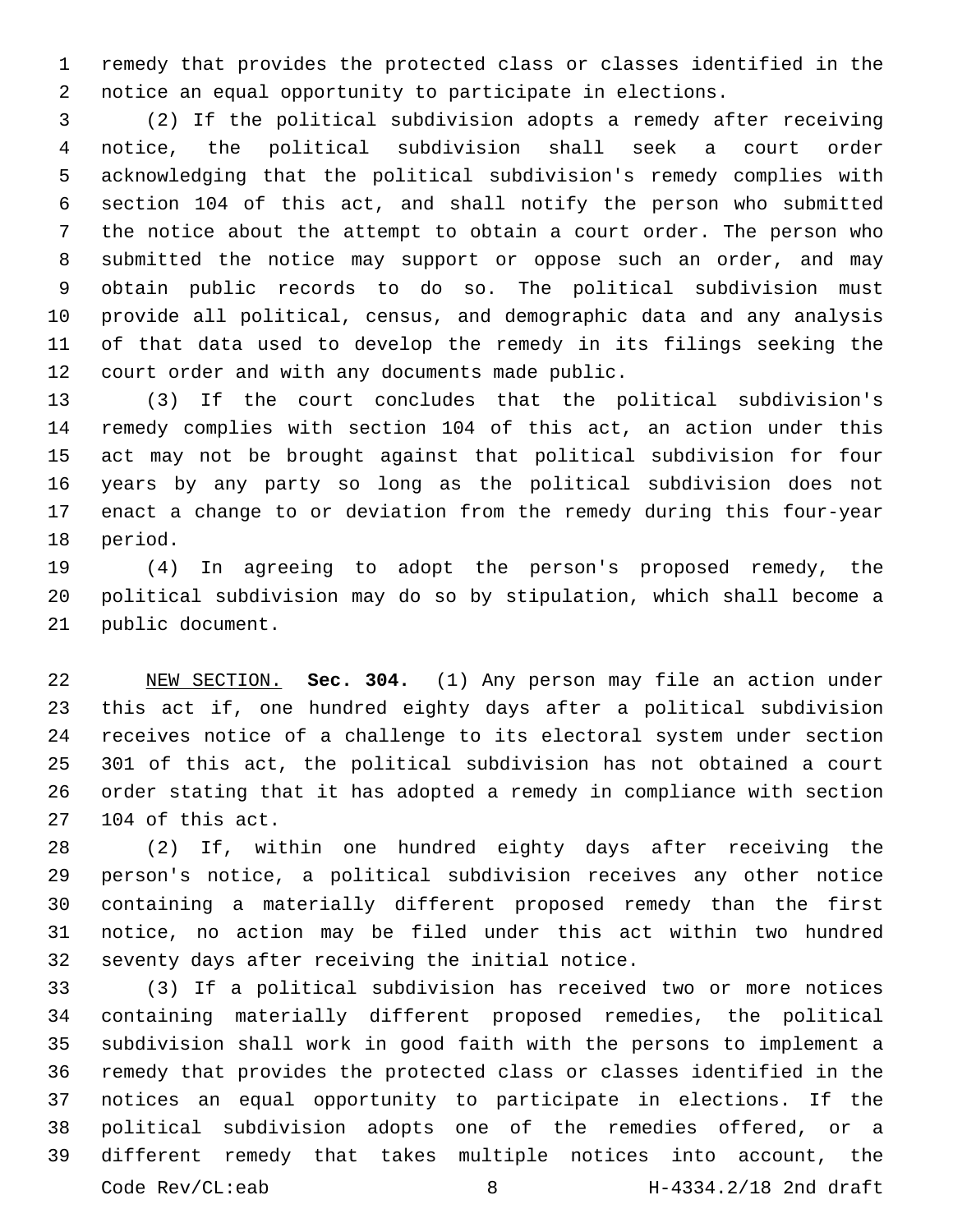remedy that provides the protected class or classes identified in the notice an equal opportunity to participate in elections.

(2) If the political subdivision adopts a remedy after receiving notice, the political subdivision shall seek a court order acknowledging that the political subdivision's remedy complies with section 104 of this act, and shall notify the person who submitted the notice about the attempt to obtain a court order. The person who submitted the notice may support or oppose such an order, and may obtain public records to do so. The political subdivision must provide all political, census, and demographic data and any analysis of that data used to develop the remedy in its filings seeking the court order and with any documents made public.

(3) If the court concludes that the political subdivision's remedy complies with section 104 of this act, an action under this act may not be brought against that political subdivision for four years by any party so long as the political subdivision does not enact a change to or deviation from the remedy during this four-year period.

(4) In agreeing to adopt the person's proposed remedy, the political subdivision may do so by stipulation, which shall become a public document.

NEW SECTION. **Sec. 304.** (1) Any person may file an action under this act if, one hundred eighty days after a political subdivision receives notice of a challenge to its electoral system under section 301 of this act, the political subdivision has not obtained a court order stating that it has adopted a remedy in compliance with section 104 of this act.

(2) If, within one hundred eighty days after receiving the person's notice, a political subdivision receives any other notice containing a materially different proposed remedy than the first notice, no action may be filed under this act within two hundred seventy days after receiving the initial notice.

(3) If a political subdivision has received two or more notices containing materially different proposed remedies, the political subdivision shall work in good faith with the persons to implement a remedy that provides the protected class or classes identified in the notices an equal opportunity to participate in elections. If the political subdivision adopts one of the remedies offered, or a different remedy that takes multiple notices into account, the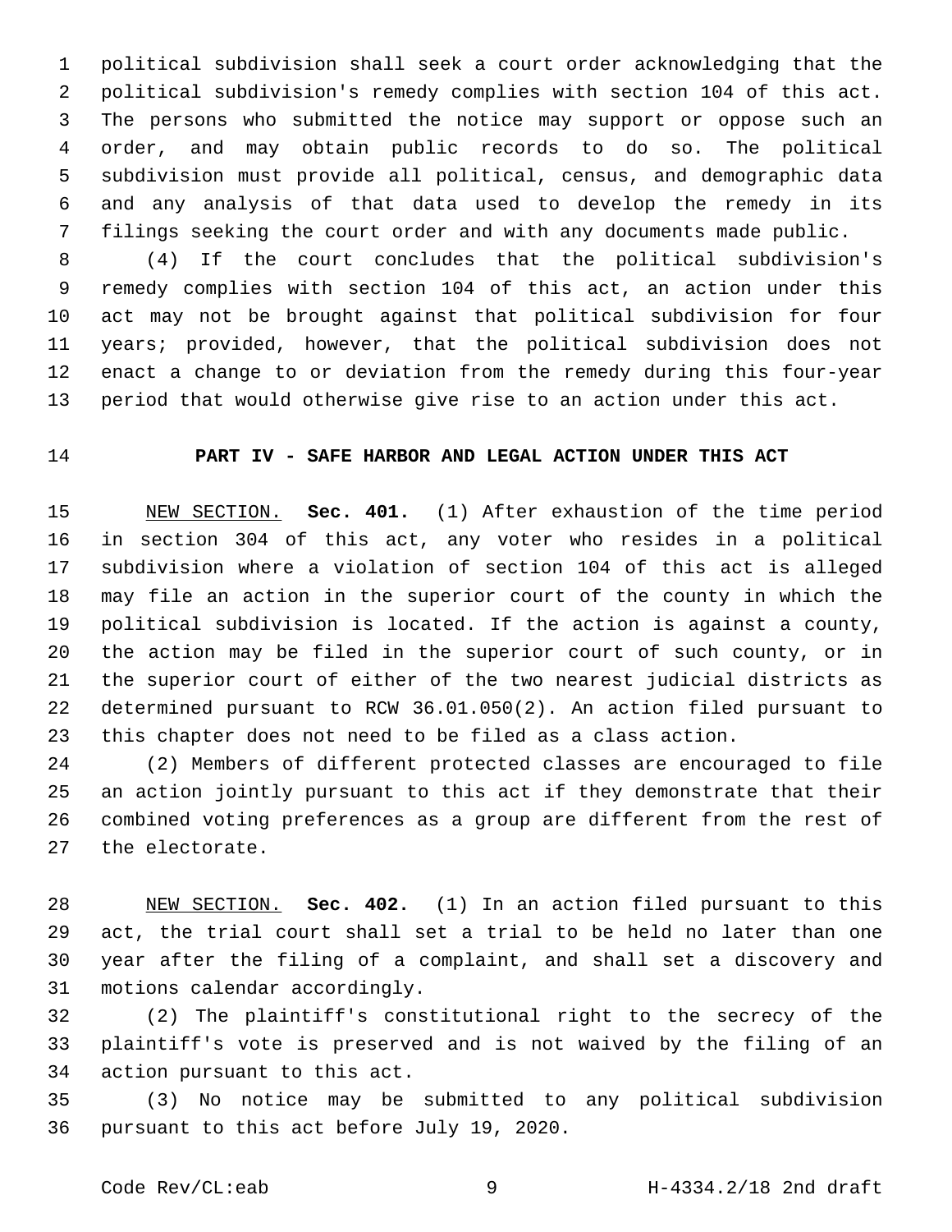political subdivision shall seek a court order acknowledging that the political subdivision's remedy complies with section 104 of this act. The persons who submitted the notice may support or oppose such an order, and may obtain public records to do so. The political subdivision must provide all political, census, and demographic data and any analysis of that data used to develop the remedy in its filings seeking the court order and with any documents made public.

(4) If the court concludes that the political subdivision's remedy complies with section 104 of this act, an action under this act may not be brought against that political subdivision for four years; provided, however, that the political subdivision does not enact a change to or deviation from the remedy during this four-year period that would otherwise give rise to an action under this act.

## PART IV - SAFE HARBOR AND LEGAL ACTION UNDER THIS ACT

NEW SECTION. **Sec. 401.** (1) After exhaustion of the time period in section 304 of this act, any voter who resides in a political subdivision where a violation of section 104 of this act is alleged may file an action in the superior court of the county in which the political subdivision is located. If the action is against a county, the action may be filed in the superior court of such county, or in the superior court of either of the two nearest judicial districts as determined pursuant to RCW 36.01.050(2). An action filed pursuant to this chapter does not need to be filed as a class action.

(2) Members of different protected classes are encouraged to file an action jointly pursuant to this act if they demonstrate that their combined voting preferences as a group are different from the rest of the electorate.

NEW SECTION. **Sec. 402.** (1) In an action filed pursuant to this act, the trial court shall set a trial to be held no later than one year after the filing of a complaint, and shall set a discovery and motions calendar accordingly.

(2) The plaintiff's constitutional right to the secrecy of the plaintiff's vote is preserved and is not waived by the filing of an action pursuant to this act.

(3) No notice may be submitted to any political subdivision pursuant to this act before July 19, 2020.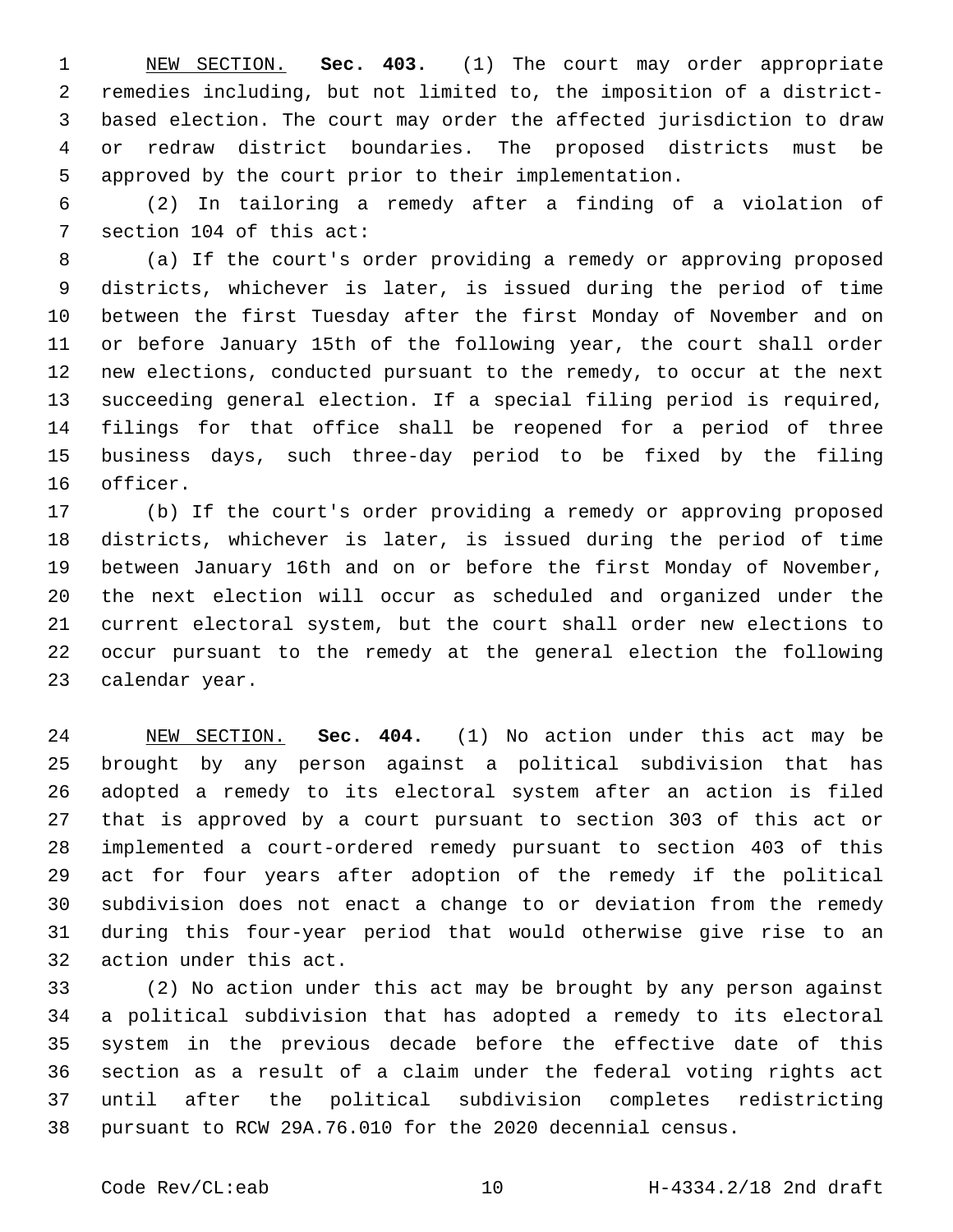NEW SECTION. **Sec. 403.** (1) The court may order appropriate remedies including, but not limited to, the imposition of a district-based election. The court may order the affected jurisdiction to draw or redraw district boundaries. The proposed districts must be approved by the court prior to their implementation.

(2) In tailoring a remedy after a finding of a violation of section 104 of this act:

(a) If the court's order providing a remedy or approving proposed districts, whichever is later, is issued during the period of time between the first Tuesday after the first Monday of November and on or before January 15th of the following year, the court shall order new elections, conducted pursuant to the remedy, to occur at the next succeeding general election. If a special filing period is required, filings for that office shall be reopened for a period of three business days, such three-day period to be fixed by the filing officer.

(b) If the court's order providing a remedy or approving proposed districts, whichever is later, is issued during the period of time between January 16th and on or before the first Monday of November, the next election will occur as scheduled and organized under the current electoral system, but the court shall order new elections to occur pursuant to the remedy at the general election the following calendar year.

NEW SECTION. **Sec. 404.** (1) No action under this act may be brought by any person against a political subdivision that has adopted a remedy to its electoral system after an action is filed that is approved by a court pursuant to section 303 of this act or implemented a court-ordered remedy pursuant to section 403 of this act for four years after adoption of the remedy if the political subdivision does not enact a change to or deviation from the remedy during this four-year period that would otherwise give rise to an action under this act.

(2) No action under this act may be brought by any person against a political subdivision that has adopted a remedy to its electoral system in the previous decade before the effective date of this section as a result of a claim under the federal voting rights act until after the political subdivision completes redistricting pursuant to RCW 29A.76.010 for the 2020 decennial census.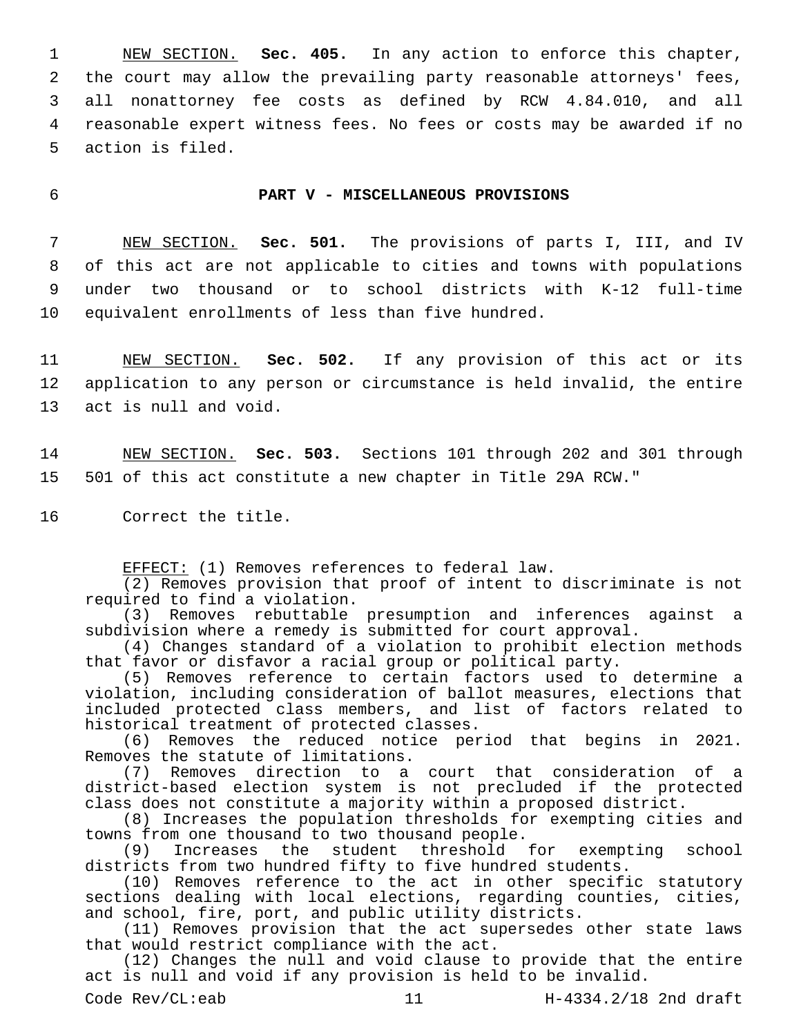NEW SECTION. **Sec. 405.** In any action to enforce this chapter, the court may allow the prevailing party reasonable attorneys' fees, all nonattorney fee costs as defined by RCW 4.84.010, and all reasonable expert witness fees. No fees or costs may be awarded if no action is filed.

**PART V - MISCELLANEOUS PROVISIONS**

NEW SECTION. **Sec. 501.** The provisions of parts I, III, and IV of this act are not applicable to cities and towns with populations under two thousand or to school districts with K-12 full-time equivalent enrollments of less than five hundred.

NEW SECTION. **Sec. 502.** If any provision of this act or its application to any person or circumstance is held invalid, the entire act is null and void.

NEW SECTION. **Sec. 503.** Sections 101 through 202 and 301 through 501 of this act constitute a new chapter in Title 29A RCW."

Correct the title.

EFFECT: (1) Removes references to federal law.

(2) Removes provision that proof of intent to discriminate is not required to find a violation.

(3) Removes rebuttable presumption and inferences against a subdivision where a remedy is submitted for court approval.

(4) Changes standard of a violation to prohibit election methods that favor or disfavor a racial group or political party.

(5) Removes reference to certain factors used to determine a violation, including consideration of ballot measures, elections that included protected class members, and list of factors related to historical treatment of protected classes.

(6) Removes the reduced notice period that begins in 2021. Removes the statute of limitations.

(7) Removes direction to a court that consideration of a district-based election system is not precluded if the protected class does not constitute a majority within a proposed district.

(8) Increases the population thresholds for exempting cities and towns from one thousand to two thousand people.

(9) Increases the student threshold for exempting school districts from two hundred fifty to five hundred students.

(10) Removes reference to the act in other specific statutory sections dealing with local elections, regarding counties, cities, and school, fire, port, and public utility districts.

(11) Removes provision that the act supersedes other state laws that would restrict compliance with the act.

(12) Changes the null and void clause to provide that the entire act is null and void if any provision is held to be invalid.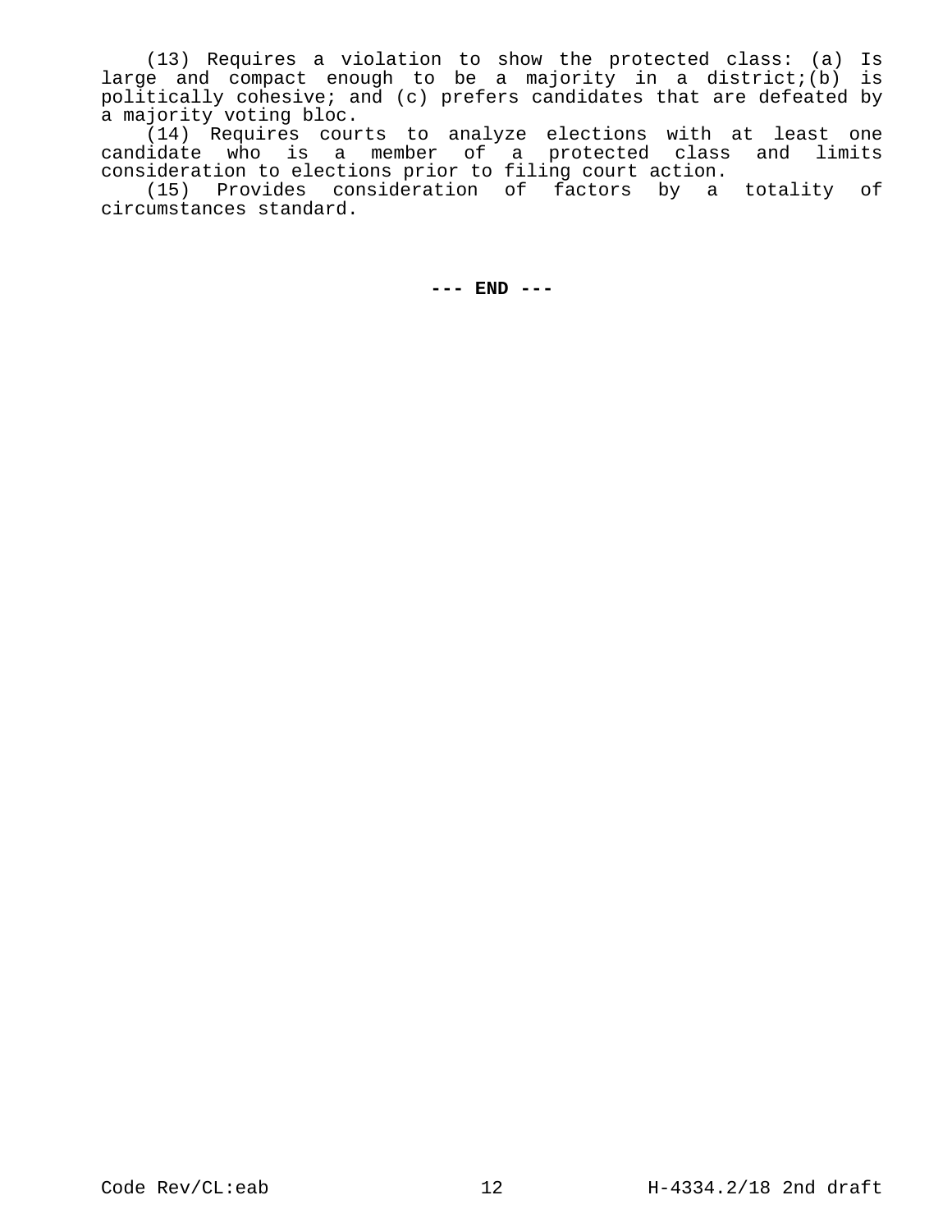(13) Requires a violation to show the protected class: (a) Is large and compact enough to be a majority in a district;(b) is politically cohesive; and (c) prefers candidates that are defeated by a majority voting bloc.

(14) Requires courts to analyze elections with at least one candidate who is a member of a protected class and limits consideration to elections prior to filing court action.

(15) Provides consideration of factors by a totality of circumstances standard.

**--- END ---**